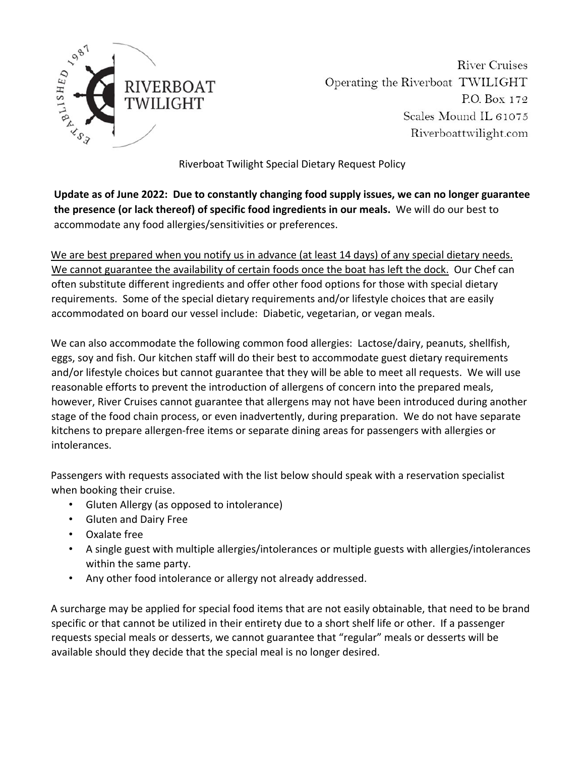RIVERBOAT TWILIGHT

ESTABLISHED 1987

River Cruises
Operating the Riverboat TWILIGHT
P.O. Box 172
Scales Mound IL 61075
Riverboattwilight.com

# Riverboat Twilight Special Dietary Request Policy

**Update as of June 2022: Due to constantly changing food supply issues, we can no longer guarantee the presence (or lack thereof) of specific food ingredients in our meals.** We will do our best to accommodate any food allergies/sensitivities or preferences.

<u>We are best prepared when you notify us in advance (at least 14 days) of any special dietary needs. We cannot guarantee the availability of certain foods once the boat has left the dock.</u> Our Chef can often substitute different ingredients and offer other food options for those with special dietary requirements. Some of the special dietary requirements and/or lifestyle choices that are easily accommodated on board our vessel include: Diabetic, vegetarian, or vegan meals.

We can also accommodate the following common food allergies: Lactose/dairy, peanuts, shellfish, eggs, soy and fish. Our kitchen staff will do their best to accommodate guest dietary requirements and/or lifestyle choices but cannot guarantee that they will be able to meet all requests. We will use reasonable efforts to prevent the introduction of allergens of concern into the prepared meals, however, River Cruises cannot guarantee that allergens may not have been introduced during another stage of the food chain process, or even inadvertently, during preparation. We do not have separate kitchens to prepare allergen-free items or separate dining areas for passengers with allergies or intolerances.

Passengers with requests associated with the list below should speak with a reservation specialist when booking their cruise.

- Gluten Allergy (as opposed to intolerance)
- Gluten and Dairy Free
- Oxalate free
- A single guest with multiple allergies/intolerances or multiple guests with allergies/intolerances within the same party.
- Any other food intolerance or allergy not already addressed.

A surcharge may be applied for special food items that are not easily obtainable, that need to be brand specific or that cannot be utilized in their entirety due to a short shelf life or other. If a passenger requests special meals or desserts, we cannot guarantee that "regular" meals or desserts will be available should they decide that the special meal is no longer desired.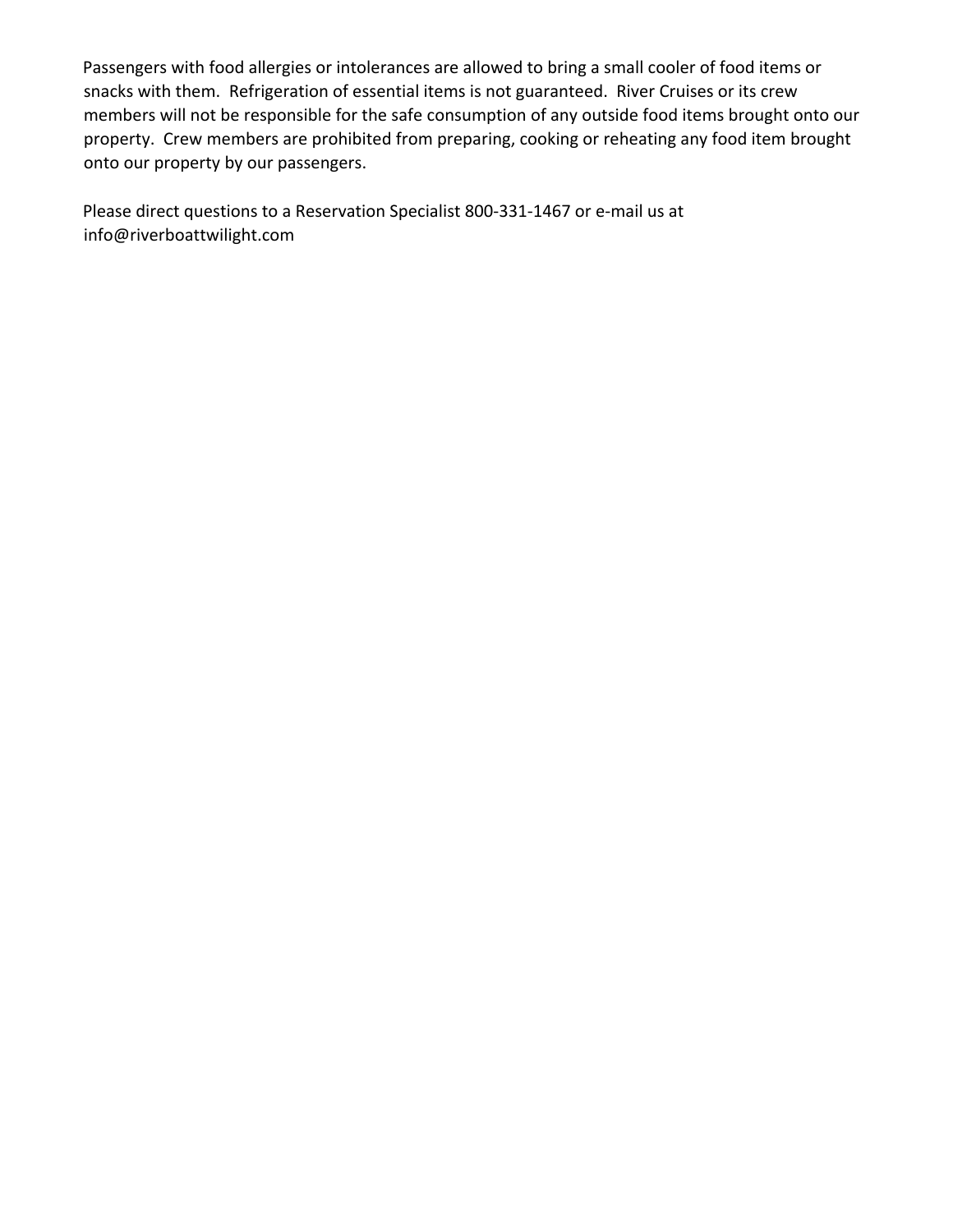Passengers with food allergies or intolerances are allowed to bring a small cooler of food items or snacks with them. Refrigeration of essential items is not guaranteed. River Cruises or its crew members will not be responsible for the safe consumption of any outside food items brought onto our property. Crew members are prohibited from preparing, cooking or reheating any food item brought onto our property by our passengers.

Please direct questions to a Reservation Specialist 800-331-1467 or e-mail us at info@riverboattwilight.com